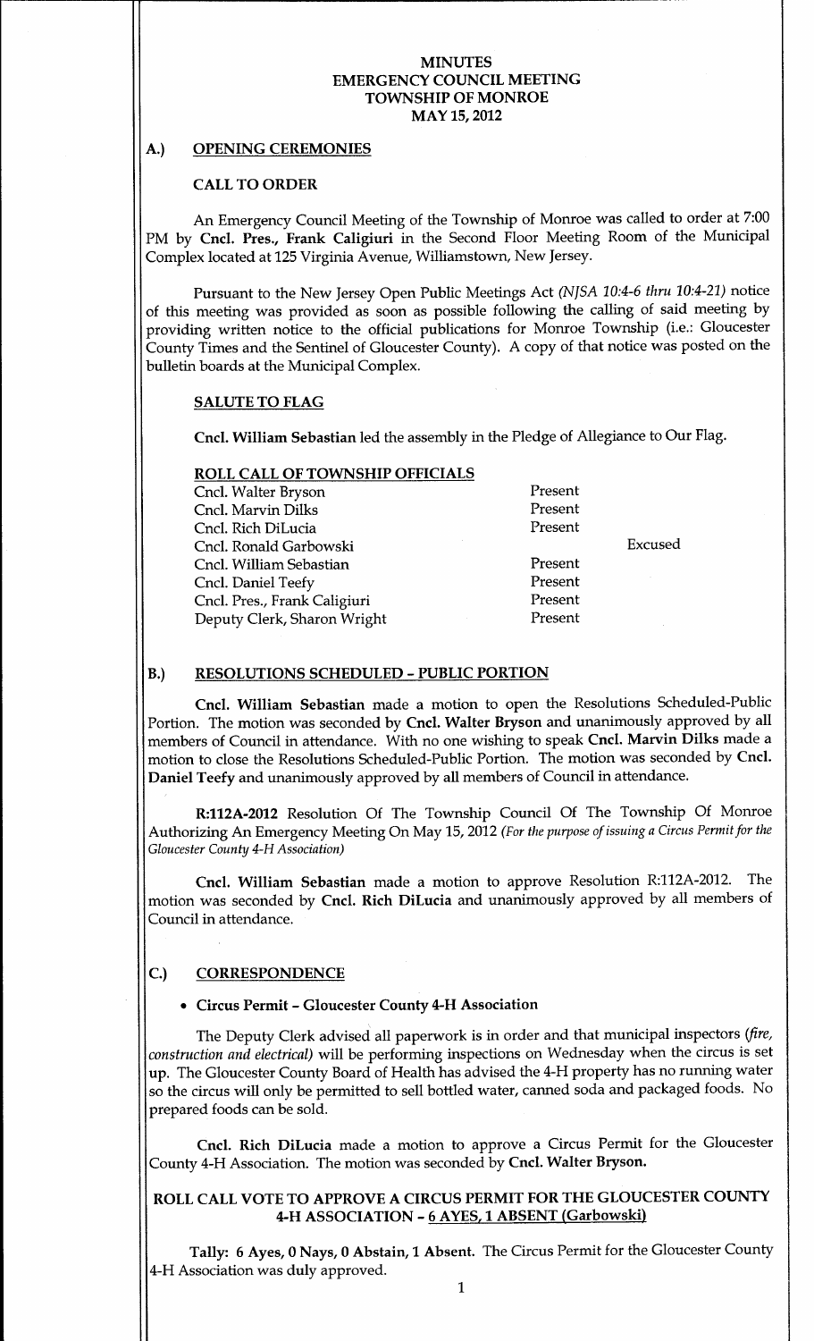# MINUTES
# EMERGENCY COUNCIL MEETING
# TOWNSHIP OF MONROE
# MAY 15, 2012

## A.) OPENING CEREMONIES

### CALL TO ORDER

An Emergency Council Meeting of the Township of Monroe was called to order at 7:00 PM by **Cncl. Pres., Frank Caligiuri** in the Second Floor Meeting Room of the Municipal Complex located at 125 Virginia Avenue, Williamstown, New Jersey.

Pursuant to the New Jersey Open Public Meetings Act *(NJSA 10:4-6 thru 10:4-21)* notice of this meeting was provided as soon as possible following the calling of said meeting by providing written notice to the official publications for Monroe Township (i.e.: Gloucester County Times and the Sentinel of Gloucester County). A copy of that notice was posted on the bulletin boards at the Municipal Complex.

### SALUTE TO FLAG

**Cncl. William Sebastian** led the assembly in the Pledge of Allegiance to Our Flag.

### ROLL CALL OF TOWNSHIP OFFICIALS

| | | |
|---|---|---|
| Cncl. Walter Bryson | Present | |
| Cncl. Marvin Dilks | Present | |
| Cncl. Rich DiLucia | Present | |
| Cncl. Ronald Garbowski | | Excused |
| Cncl. William Sebastian | Present | |
| Cncl. Daniel Teefy | Present | |
| Cncl. Pres., Frank Caligiuri | Present | |
| Deputy Clerk, Sharon Wright | Present | |

## B.) RESOLUTIONS SCHEDULED – PUBLIC PORTION

**Cncl. William Sebastian** made a motion to open the Resolutions Scheduled-Public Portion. The motion was seconded by **Cncl. Walter Bryson** and unanimously approved by all members of Council in attendance. With no one wishing to speak **Cncl. Marvin Dilks** made a motion to close the Resolutions Scheduled-Public Portion. The motion was seconded by **Cncl. Daniel Teefy** and unanimously approved by all members of Council in attendance.

**R:112A-2012** Resolution Of The Township Council Of The Township Of Monroe Authorizing An Emergency Meeting On May 15, 2012 *(For the purpose of issuing a Circus Permit for the Gloucester County 4-H Association)*

**Cncl. William Sebastian** made a motion to approve Resolution R:112A-2012. The motion was seconded by **Cncl. Rich DiLucia** and unanimously approved by all members of Council in attendance.

## C.) CORRESPONDENCE

- **Circus Permit – Gloucester County 4-H Association**

The Deputy Clerk advised all paperwork is in order and that municipal inspectors *(fire, construction and electrical)* will be performing inspections on Wednesday when the circus is set up. The Gloucester County Board of Health has advised the 4-H property has no running water so the circus will only be permitted to sell bottled water, canned soda and packaged foods. No prepared foods can be sold.

**Cncl. Rich DiLucia** made a motion to approve a Circus Permit for the Gloucester County 4-H Association. The motion was seconded by **Cncl. Walter Bryson.**

**ROLL CALL VOTE TO APPROVE A CIRCUS PERMIT FOR THE GLOUCESTER COUNTY 4-H ASSOCIATION – 6 AYES, 1 ABSENT (Garbowski)**

**Tally: 6 Ayes, 0 Nays, 0 Abstain, 1 Absent.** The Circus Permit for the Gloucester County 4-H Association was duly approved.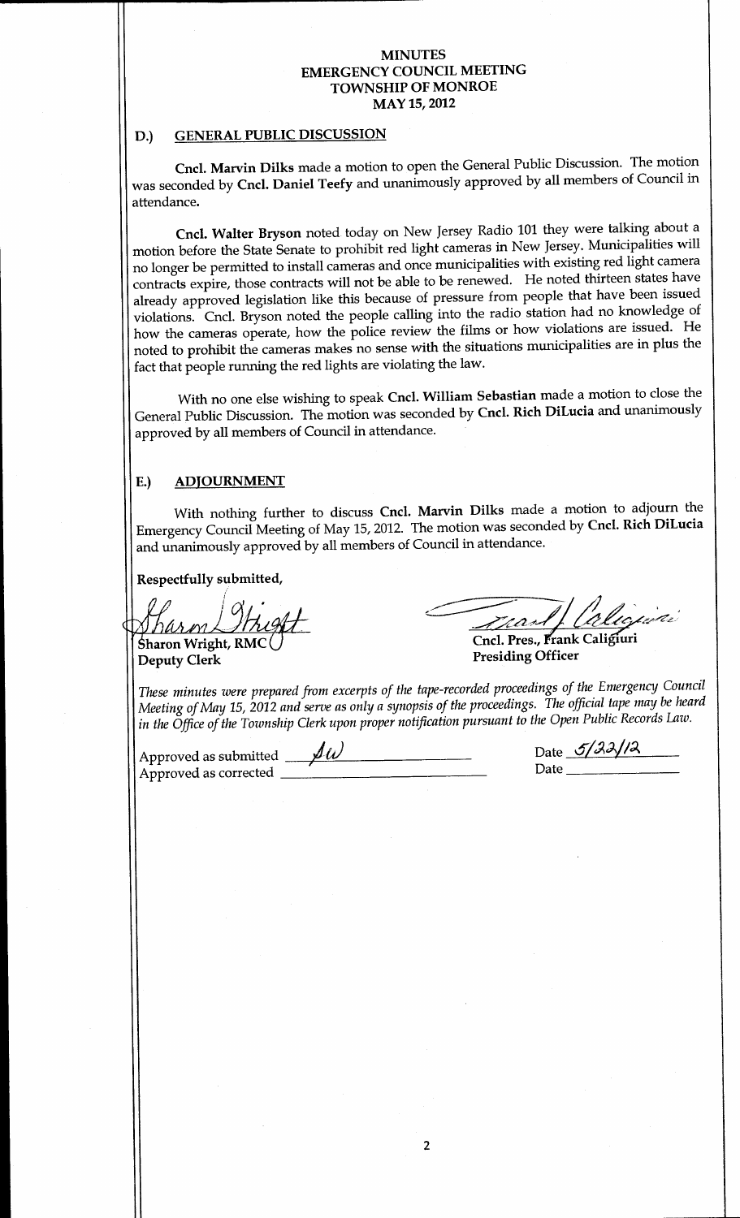# MINUTES
# EMERGENCY COUNCIL MEETING
# TOWNSHIP OF MONROE
# MAY 15, 2012

## D.) GENERAL PUBLIC DISCUSSION

**Cncl. Marvin Dilks** made a motion to open the General Public Discussion. The motion was seconded by **Cncl. Daniel Teefy** and unanimously approved by all members of Council in attendance.

**Cncl. Walter Bryson** noted today on New Jersey Radio 101 they were talking about a motion before the State Senate to prohibit red light cameras in New Jersey. Municipalities will no longer be permitted to install cameras and once municipalities with existing red light camera contracts expire, those contracts will not be able to be renewed. He noted thirteen states have already approved legislation like this because of pressure from people that have been issued violations. Cncl. Bryson noted the people calling into the radio station had no knowledge of how the cameras operate, how the police review the films or how violations are issued. He noted to prohibit the cameras makes no sense with the situations municipalities are in plus the fact that people running the red lights are violating the law.

With no one else wishing to speak **Cncl. William Sebastian** made a motion to close the General Public Discussion. The motion was seconded by **Cncl. Rich DiLucia** and unanimously approved by all members of Council in attendance.

## E.) ADJOURNMENT

With nothing further to discuss **Cncl. Marvin Dilks** made a motion to adjourn the Emergency Council Meeting of May 15, 2012. The motion was seconded by **Cncl. Rich DiLucia** and unanimously approved by all members of Council in attendance.

**Respectfully submitted,**

Sharon Wright

**Sharon Wright, RMC**
**Deputy Clerk**

Frank Caligiuri

**Cncl. Pres., Frank Caligiuri**
**Presiding Officer**

*These minutes were prepared from excerpts of the tape-recorded proceedings of the Emergency Council Meeting of May 15, 2012 and serve as only a synopsis of the proceedings. The official tape may be heard in the Office of the Township Clerk upon proper notification pursuant to the Open Public Records Law.*

Approved as submitted SW Date 5/22/12

Approved as corrected ______________ Date ______________